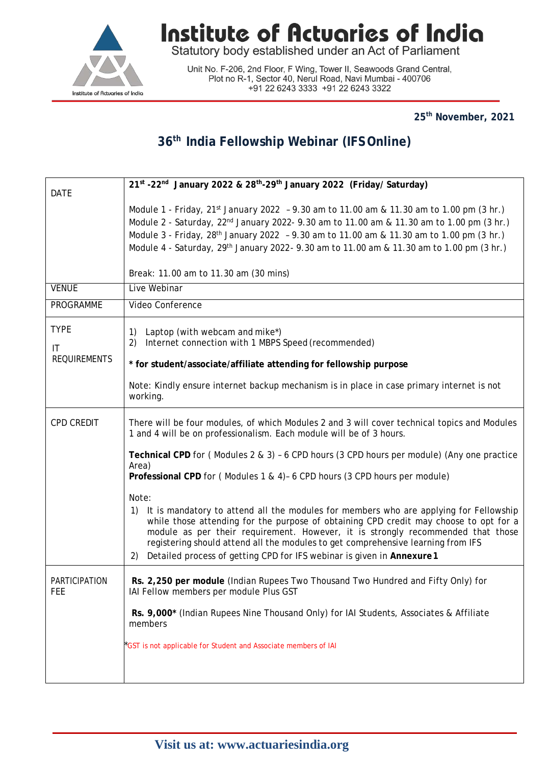# Institute of Actuaries of India

Statutory body established under an Act of Parliament

Unit No. F-206, 2nd Floor, F Wing, Tower II, Seawoods Grand Central, Plot no R-1, Sector 40, Nerul Road, Navi Mumbai - 400706
+91 22 6243 3333 +91 22 6243 3322

**25th November, 2021**

## 36th India Fellowship Webinar (IFS Online)

| | |
|---|---|
| DATE | **21st -22nd January 2022 & 28th-29th January 2022 (Friday/ Saturday)**<br><br>Module 1 - Friday, 21st January 2022 – 9.30 am to 11.00 am & 11.30 am to 1.00 pm (3 hr.)<br>Module 2 - Saturday, 22nd January 2022- 9.30 am to 11.00 am & 11.30 am to 1.00 pm (3 hr.)<br>Module 3 - Friday, 28th January 2022 – 9.30 am to 11.00 am & 11.30 am to 1.00 pm (3 hr.)<br>Module 4 - Saturday, 29th January 2022- 9.30 am to 11.00 am & 11.30 am to 1.00 pm (3 hr.)<br><br>Break: 11.00 am to 11.30 am (30 mins) |
| VENUE | Live Webinar |
| PROGRAMME | Video Conference |
| TYPE<br><br>IT REQUIREMENTS | 1) Laptop (with webcam and mike*)<br>2) Internet connection with 1 MBPS Speed (recommended)<br><br>**\* for student/associate/affiliate attending for fellowship purpose**<br><br>Note: Kindly ensure internet backup mechanism is in place in case primary internet is not working. |
| CPD CREDIT | There will be four modules, of which Modules 2 and 3 will cover technical topics and Modules 1 and 4 will be on professionalism. Each module will be of 3 hours.<br><br>**Technical CPD** for ( Modules 2 & 3) – 6 CPD hours (3 CPD hours per module) (Any one practice Area)<br>**Professional CPD** for ( Modules 1 & 4)– 6 CPD hours (3 CPD hours per module)<br><br>Note:<br>1) It is mandatory to attend all the modules for members who are applying for Fellowship while those attending for the purpose of obtaining CPD credit may choose to opt for a module as per their requirement. However, it is strongly recommended that those registering should attend all the modules to get comprehensive learning from IFS<br>2) Detailed process of getting CPD for IFS webinar is given in **Annexure 1** |
| PARTICIPATION FEE | **Rs. 2,250 per module** (Indian Rupees Two Thousand Two Hundred and Fifty Only) for IAI Fellow members per module Plus GST<br><br>**Rs. 9,000\*** (Indian Rupees Nine Thousand Only) for IAI Students, Associates & Affiliate members<br><br>\*GST is not applicable for Student and Associate members of IAI |

Visit us at: www.actuariesindia.org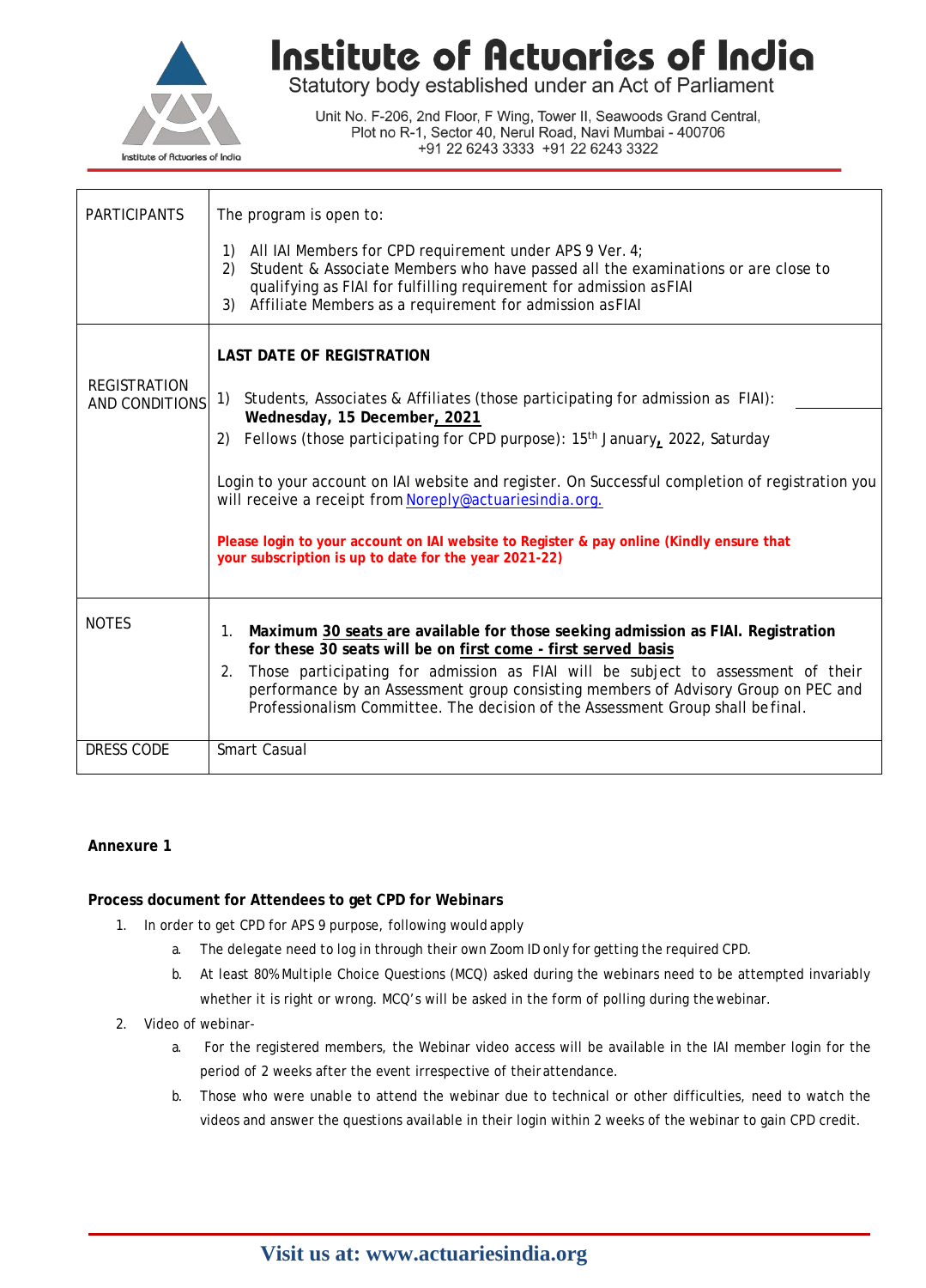# Institute of Actuaries of India

Statutory body established under an Act of Parliament

Unit No. F-206, 2nd Floor, F Wing, Tower II, Seawoods Grand Central, Plot no R-1, Sector 40, Nerul Road, Navi Mumbai - 400706
+91 22 6243 3333 +91 22 6243 3322

| | |
|---|---|
| PARTICIPANTS | The program is open to:<br><br>1) All IAI Members for CPD requirement under APS 9 Ver. 4;<br>2) Student & Associate Members who have passed all the examinations or are close to qualifying as FIAI for fulfilling requirement for admission as FIAI<br>3) Affiliate Members as a requirement for admission as FIAI |
| REGISTRATION AND CONDITIONS | **LAST DATE OF REGISTRATION**<br><br>1) Students, Associates & Affiliates (those participating for admission as FIAI): **Wednesday, 15 December, 2021**<br>2) Fellows (those participating for CPD purpose): 15th January, 2022, Saturday<br><br>Login to your account on IAI website and register. On Successful completion of registration you will receive a receipt from Noreply@actuariesindia.org.<br><br>**Please login to your account on IAI website to Register & pay online (Kindly ensure that your subscription is up to date for the year 2021-22)** |
| NOTES | 1. **Maximum 30 seats are available for those seeking admission as FIAI. Registration for these 30 seats will be on first come - first served basis**<br>2. Those participating for admission as FIAI will be subject to assessment of their performance by an Assessment group consisting members of Advisory Group on PEC and Professionalism Committee. The decision of the Assessment Group shall be final. |
| DRESS CODE | Smart Casual |

**Annexure 1**

**Process document for Attendees to get CPD for Webinars**

1. In order to get CPD for APS 9 purpose, following would apply
   a. The delegate need to log in through their own Zoom ID only for getting the required CPD.
   b. At least 80% Multiple Choice Questions (MCQ) asked during the webinars need to be attempted invariably whether it is right or wrong. MCQ's will be asked in the form of polling during the webinar.
2. Video of webinar-
   a. For the registered members, the Webinar video access will be available in the IAI member login for the period of 2 weeks after the event irrespective of their attendance.
   b. Those who were unable to attend the webinar due to technical or other difficulties, need to watch the videos and answer the questions available in their login within 2 weeks of the webinar to gain CPD credit.

**Visit us at: www.actuariesindia.org**